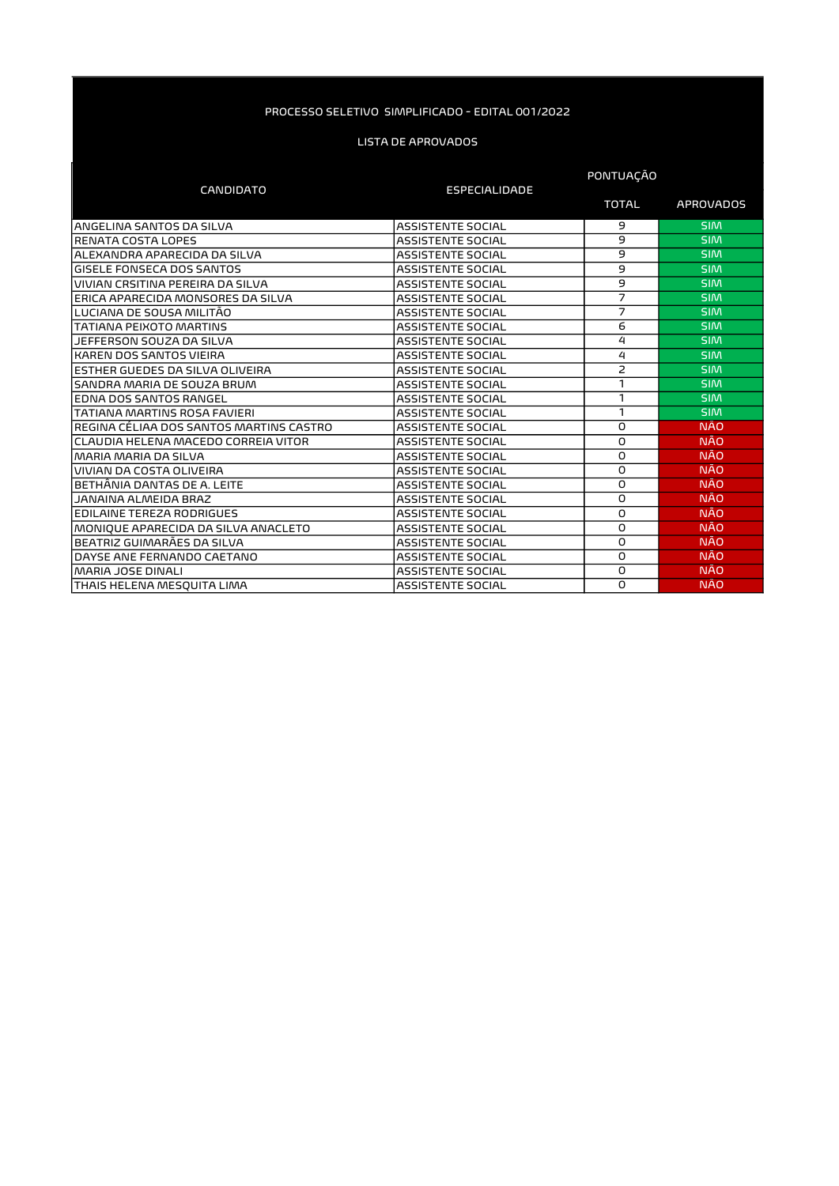PROCESSO SELETIVO SIMPLIFICADO - EDITAL 001/2022

LISTA DE APROVADOS

| CANDIDATO | ESPECIALIDADE | PONTUAÇÃO | |
|---|---|---|---|
| | | TOTAL | APROVADOS |
| ANGELINA SANTOS DA SILVA | ASSISTENTE SOCIAL | 9 | SIM |
| RENATA COSTA LOPES | ASSISTENTE SOCIAL | 9 | SIM |
| ALEXANDRA APARECIDA DA SILVA | ASSISTENTE SOCIAL | 9 | SIM |
| GISELE FONSECA DOS SANTOS | ASSISTENTE SOCIAL | 9 | SIM |
| VIVIAN CRSITINA PEREIRA DA SILVA | ASSISTENTE SOCIAL | 9 | SIM |
| ERICA APARECIDA MONSORES DA SILVA | ASSISTENTE SOCIAL | 7 | SIM |
| LUCIANA DE SOUSA MILITÃO | ASSISTENTE SOCIAL | 7 | SIM |
| TATIANA PEIXOTO MARTINS | ASSISTENTE SOCIAL | 6 | SIM |
| JEFFERSON SOUZA DA SILVA | ASSISTENTE SOCIAL | 4 | SIM |
| KAREN DOS SANTOS VIEIRA | ASSISTENTE SOCIAL | 4 | SIM |
| ESTHER GUEDES DA SILVA OLIVEIRA | ASSISTENTE SOCIAL | 2 | SIM |
| SANDRA MARIA DE SOUZA BRUM | ASSISTENTE SOCIAL | 1 | SIM |
| EDNA DOS SANTOS RANGEL | ASSISTENTE SOCIAL | 1 | SIM |
| TATIANA MARTINS ROSA FAVIERI | ASSISTENTE SOCIAL | 1 | SIM |
| REGINA CÉLIAA DOS SANTOS MARTINS CASTRO | ASSISTENTE SOCIAL | 0 | NÃO |
| CLAUDIA HELENA MACEDO CORREIA VITOR | ASSISTENTE SOCIAL | 0 | NÃO |
| MARIA MARIA DA SILVA | ASSISTENTE SOCIAL | 0 | NÃO |
| VIVIAN DA COSTA OLIVEIRA | ASSISTENTE SOCIAL | 0 | NÃO |
| BETHÂNIA DANTAS DE A. LEITE | ASSISTENTE SOCIAL | 0 | NÃO |
| JANAINA ALMEIDA BRAZ | ASSISTENTE SOCIAL | 0 | NÃO |
| EDILAINE TEREZA RODRIGUES | ASSISTENTE SOCIAL | 0 | NÃO |
| MONIQUE APARECIDA DA SILVA ANACLETO | ASSISTENTE SOCIAL | 0 | NÃO |
| BEATRIZ GUIMARÃES DA SILVA | ASSISTENTE SOCIAL | 0 | NÃO |
| DAYSE ANE FERNANDO CAETANO | ASSISTENTE SOCIAL | 0 | NÃO |
| MARIA JOSE DINALI | ASSISTENTE SOCIAL | 0 | NÃO |
| THAIS HELENA MESQUITA LIMA | ASSISTENTE SOCIAL | 0 | NÃO |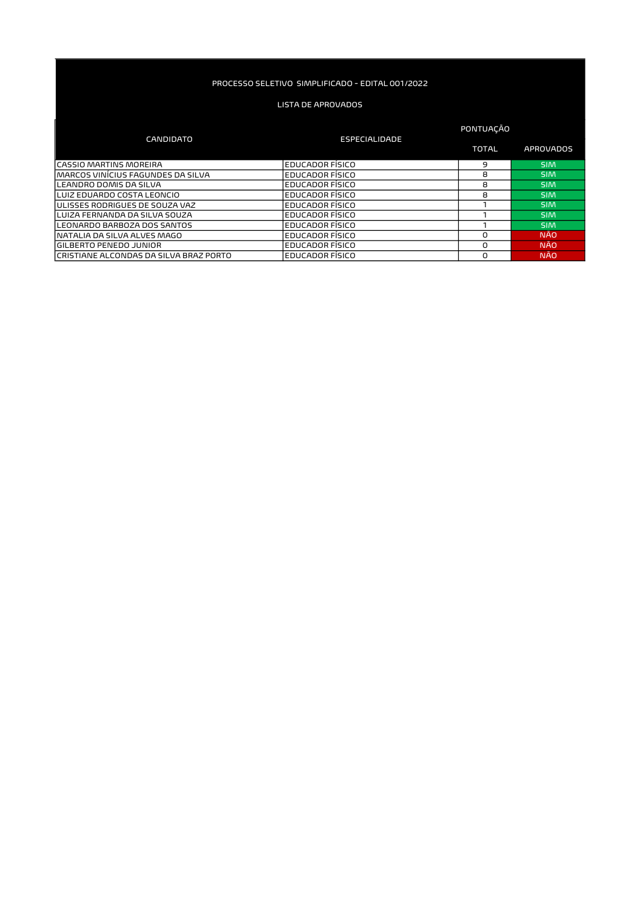PROCESSO SELETIVO SIMPLIFICADO - EDITAL 001/2022

LISTA DE APROVADOS

| CANDIDATO | ESPECIALIDADE | PONTUAÇÃO | |
|---|---|---|---|
| | | TOTAL | APROVADOS |
| CASSIO MARTINS MOREIRA | EDUCADOR FÍSICO | 9 | SIM |
| MARCOS VINÍCIUS FAGUNDES DA SILVA | EDUCADOR FÍSICO | 8 | SIM |
| LEANDRO DOMIS DA SILVA | EDUCADOR FÍSICO | 8 | SIM |
| LUIZ EDUARDO COSTA LEONCIO | EDUCADOR FÍSICO | 8 | SIM |
| ULISSES RODRIGUES DE SOUZA VAZ | EDUCADOR FÍSICO | 1 | SIM |
| LUIZA FERNANDA DA SILVA SOUZA | EDUCADOR FÍSICO | 1 | SIM |
| LEONARDO BARBOZA DOS SANTOS | EDUCADOR FÍSICO | 1 | SIM |
| NATALIA DA SILVA ALVES MAGO | EDUCADOR FÍSICO | 0 | NÃO |
| GILBERTO PENEDO JUNIOR | EDUCADOR FÍSICO | 0 | NÃO |
| CRISTIANE ALCONDAS DA SILVA BRAZ PORTO | EDUCADOR FÍSICO | 0 | NÃO |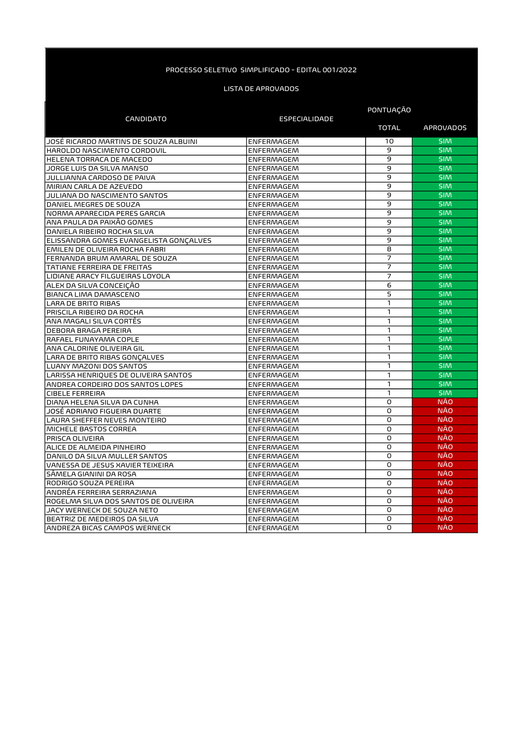PROCESSO SELETIVO SIMPLIFICADO - EDITAL 001/2022

LISTA DE APROVADOS

| CANDIDATO | ESPECIALIDADE | PONTUAÇÃO | |
|---|---|---|---|
| | | TOTAL | APROVADOS |
| JOSÉ RICARDO MARTINS DE SOUZA ALBUINI | ENFERMAGEM | 10 | SIM |
| HAROLDO NASCIMENTO CORDOVIL | ENFERMAGEM | 9 | SIM |
| HELENA TORRACA DE MACEDO | ENFERMAGEM | 9 | SIM |
| JORGE LUIS DA SILVA MANSO | ENFERMAGEM | 9 | SIM |
| JULLIANNA CARDOSO DE PAIVA | ENFERMAGEM | 9 | SIM |
| MIRIAN CARLA DE AZEVEDO | ENFERMAGEM | 9 | SIM |
| JULIANA DO NASCIMENTO SANTOS | ENFERMAGEM | 9 | SIM |
| DANIEL MEGRES DE SOUZA | ENFERMAGEM | 9 | SIM |
| NORMA APARECIDA PERES GARCIA | ENFERMAGEM | 9 | SIM |
| ANA PAULA DA PAIXÃO GOMES | ENFERMAGEM | 9 | SIM |
| DANIELA RIBEIRO ROCHA SILVA | ENFERMAGEM | 9 | SIM |
| ELISSANDRA GOMES EVANGELISTA GONÇALVES | ENFERMAGEM | 9 | SIM |
| EMILEN DE OLIVEIRA ROCHA FABRI | ENFERMAGEM | 8 | SIM |
| FERNANDA BRUM AMARAL DE SOUZA | ENFERMAGEM | 7 | SIM |
| TATIANE FERREIRA DE FREITAS | ENFERMAGEM | 7 | SIM |
| LIDIANE ARACY FILGUEIRAS LOYOLA | ENFERMAGEM | 7 | SIM |
| ALEX DA SILVA CONCEIÇÃO | ENFERMAGEM | 6 | SIM |
| BIANCA LIMA DAMASCENO | ENFERMAGEM | 5 | SIM |
| LARA DE BRITO RIBAS | ENFERMAGEM | 1 | SIM |
| PRISCILA RIBEIRO DA ROCHA | ENFERMAGEM | 1 | SIM |
| ANA MAGALI SILVA CORTÊS | ENFERMAGEM | 1 | SIM |
| DEBORA BRAGA PEREIRA | ENFERMAGEM | 1 | SIM |
| RAFAEL FUNAYAMA COPLE | ENFERMAGEM | 1 | SIM |
| ANA CALORINE OLIVEIRA GIL | ENFERMAGEM | 1 | SIM |
| LARA DE BRITO RIBAS GONÇALVES | ENFERMAGEM | 1 | SIM |
| LUANY MAZONI DOS SANTOS | ENFERMAGEM | 1 | SIM |
| LARISSA HENRIQUES DE OLIVEIRA SANTOS | ENFERMAGEM | 1 | SIM |
| ANDREA CORDEIRO DOS SANTOS LOPES | ENFERMAGEM | 1 | SIM |
| CIBELE FERREIRA | ENFERMAGEM | 1 | SIM |
| DIANA HELENA SILVA DA CUNHA | ENFERMAGEM | 0 | NÃO |
| JOSÉ ADRIANO FIGUEIRA DUARTE | ENFERMAGEM | 0 | NÃO |
| LAURA SHEFFER NEVES MONTEIRO | ENFERMAGEM | 0 | NÃO |
| MICHELE BASTOS CORREA | ENFERMAGEM | 0 | NÃO |
| PRISCA OLIVEIRA | ENFERMAGEM | 0 | NÃO |
| ALICE DE ALMEIDA PINHEIRO | ENFERMAGEM | 0 | NÃO |
| DANILO DA SILVA MULLER SANTOS | ENFERMAGEM | 0 | NÃO |
| VANESSA DE JESUS XAVIER TEIXEIRA | ENFERMAGEM | 0 | NÃO |
| SÂMELA GIANINI DA ROSA | ENFERMAGEM | 0 | NÃO |
| RODRIGO SOUZA PEREIRA | ENFERMAGEM | 0 | NÃO |
| ANDRÉA FERREIRA SERRAZIANA | ENFERMAGEM | 0 | NÃO |
| ROGELMA SILVA DOS SANTOS DE OLIVEIRA | ENFERMAGEM | 0 | NÃO |
| JACY WERNECK DE SOUZA NETO | ENFERMAGEM | 0 | NÃO |
| BEATRIZ DE MEDEIROS DA SILVA | ENFERMAGEM | 0 | NÃO |
| ANDREZA BICAS CAMPOS WERNECK | ENFERMAGEM | 0 | NÃO |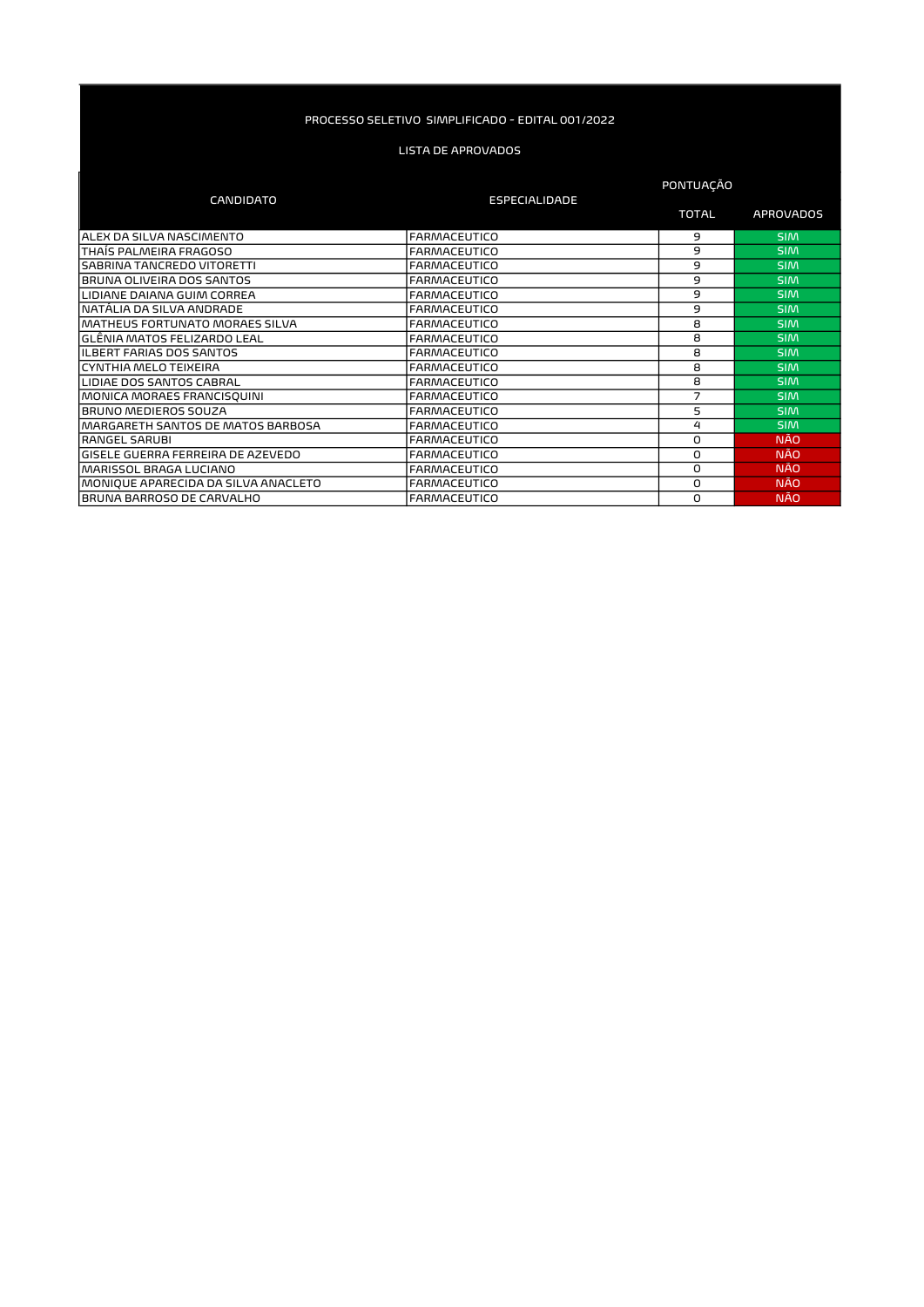PROCESSO SELETIVO SIMPLIFICADO - EDITAL 001/2022

LISTA DE APROVADOS

| CANDIDATO | ESPECIALIDADE | PONTUAÇÃO | |
|---|---|---|---|
| | | TOTAL | APROVADOS |
| ALEX DA SILVA NASCIMENTO | FARMACEUTICO | 9 | SIM |
| THAÍS PALMEIRA FRAGOSO | FARMACEUTICO | 9 | SIM |
| SABRINA TANCREDO VITORETTI | FARMACEUTICO | 9 | SIM |
| BRUNA OLIVEIRA DOS SANTOS | FARMACEUTICO | 9 | SIM |
| LIDIANE DAIANA GUIM CORREA | FARMACEUTICO | 9 | SIM |
| NATÁLIA DA SILVA ANDRADE | FARMACEUTICO | 9 | SIM |
| MATHEUS FORTUNATO MORAES SILVA | FARMACEUTICO | 8 | SIM |
| GLÊNIA MATOS FELIZARDO LEAL | FARMACEUTICO | 8 | SIM |
| ILBERT FARIAS DOS SANTOS | FARMACEUTICO | 8 | SIM |
| CYNTHIA MELO TEIXEIRA | FARMACEUTICO | 8 | SIM |
| LIDIAE DOS SANTOS CABRAL | FARMACEUTICO | 8 | SIM |
| MONICA MORAES FRANCISQUINI | FARMACEUTICO | 7 | SIM |
| BRUNO MEDIEROS SOUZA | FARMACEUTICO | 5 | SIM |
| MARGARETH SANTOS DE MATOS BARBOSA | FARMACEUTICO | 4 | SIM |
| RANGEL SARUBI | FARMACEUTICO | 0 | NÃO |
| GISELE GUERRA FERREIRA DE AZEVEDO | FARMACEUTICO | 0 | NÃO |
| MARISSOL BRAGA LUCIANO | FARMACEUTICO | 0 | NÃO |
| MONIQUE APARECIDA DA SILVA ANACLETO | FARMACEUTICO | 0 | NÃO |
| BRUNA BARROSO DE CARVALHO | FARMACEUTICO | 0 | NÃO |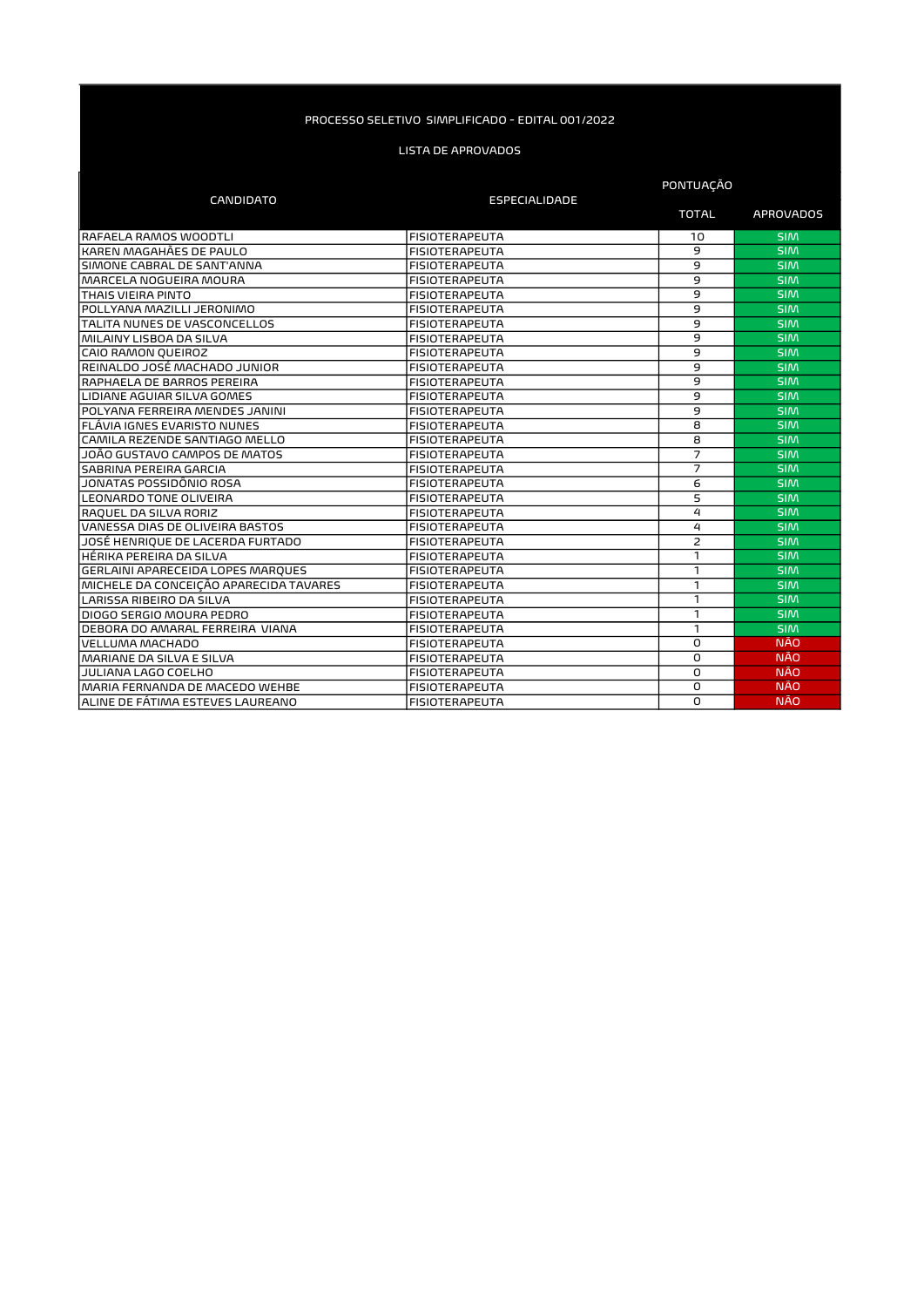PROCESSO SELETIVO SIMPLIFICADO - EDITAL 001/2022

LISTA DE APROVADOS

| CANDIDATO | ESPECIALIDADE | PONTUAÇÃO | |
|---|---|---|---|
| | | TOTAL | APROVADOS |
| RAFAELA RAMOS WOODTLI | FISIOTERAPEUTA | 10 | SIM |
| KAREN MAGAHÃES DE PAULO | FISIOTERAPEUTA | 9 | SIM |
| SIMONE CABRAL DE SANT'ANNA | FISIOTERAPEUTA | 9 | SIM |
| MARCELA NOGUEIRA MOURA | FISIOTERAPEUTA | 9 | SIM |
| THAIS VIEIRA PINTO | FISIOTERAPEUTA | 9 | SIM |
| POLLYANA MAZILLI JERONIMO | FISIOTERAPEUTA | 9 | SIM |
| TALITA NUNES DE VASCONCELLOS | FISIOTERAPEUTA | 9 | SIM |
| MILAINY LISBOA DA SILVA | FISIOTERAPEUTA | 9 | SIM |
| CAIO RAMON QUEIROZ | FISIOTERAPEUTA | 9 | SIM |
| REINALDO JOSÉ MACHADO JUNIOR | FISIOTERAPEUTA | 9 | SIM |
| RAPHAELA DE BARROS PEREIRA | FISIOTERAPEUTA | 9 | SIM |
| LIDIANE AGUIAR SILVA GOMES | FISIOTERAPEUTA | 9 | SIM |
| POLYANA FERREIRA MENDES JANINI | FISIOTERAPEUTA | 9 | SIM |
| FLÁVIA IGNES EVARISTO NUNES | FISIOTERAPEUTA | 8 | SIM |
| CAMILA REZENDE SANTIAGO MELLO | FISIOTERAPEUTA | 8 | SIM |
| JOÃO GUSTAVO CAMPOS DE MATOS | FISIOTERAPEUTA | 7 | SIM |
| SABRINA PEREIRA GARCIA | FISIOTERAPEUTA | 7 | SIM |
| JONATAS POSSIDÔNIO ROSA | FISIOTERAPEUTA | 6 | SIM |
| LEONARDO TONE OLIVEIRA | FISIOTERAPEUTA | 5 | SIM |
| RAQUEL DA SILVA RORIZ | FISIOTERAPEUTA | 4 | SIM |
| VANESSA DIAS DE OLIVEIRA BASTOS | FISIOTERAPEUTA | 4 | SIM |
| JOSÉ HENRIQUE DE LACERDA FURTADO | FISIOTERAPEUTA | 2 | SIM |
| HÉRIKA PEREIRA DA SILVA | FISIOTERAPEUTA | 1 | SIM |
| GERLAINI APARECEIDA LOPES MARQUES | FISIOTERAPEUTA | 1 | SIM |
| MICHELE DA CONCEIÇÃO APARECIDA TAVARES | FISIOTERAPEUTA | 1 | SIM |
| LARISSA RIBEIRO DA SILVA | FISIOTERAPEUTA | 1 | SIM |
| DIOGO SERGIO MOURA PEDRO | FISIOTERAPEUTA | 1 | SIM |
| DEBORA DO AMARAL FERREIRA VIANA | FISIOTERAPEUTA | 1 | SIM |
| VELLUMA MACHADO | FISIOTERAPEUTA | 0 | NÃO |
| MARIANE DA SILVA E SILVA | FISIOTERAPEUTA | 0 | NÃO |
| JULIANA LAGO COELHO | FISIOTERAPEUTA | 0 | NÃO |
| MARIA FERNANDA DE MACEDO WEHBE | FISIOTERAPEUTA | 0 | NÃO |
| ALINE DE FÁTIMA ESTEVES LAUREANO | FISIOTERAPEUTA | 0 | NÃO |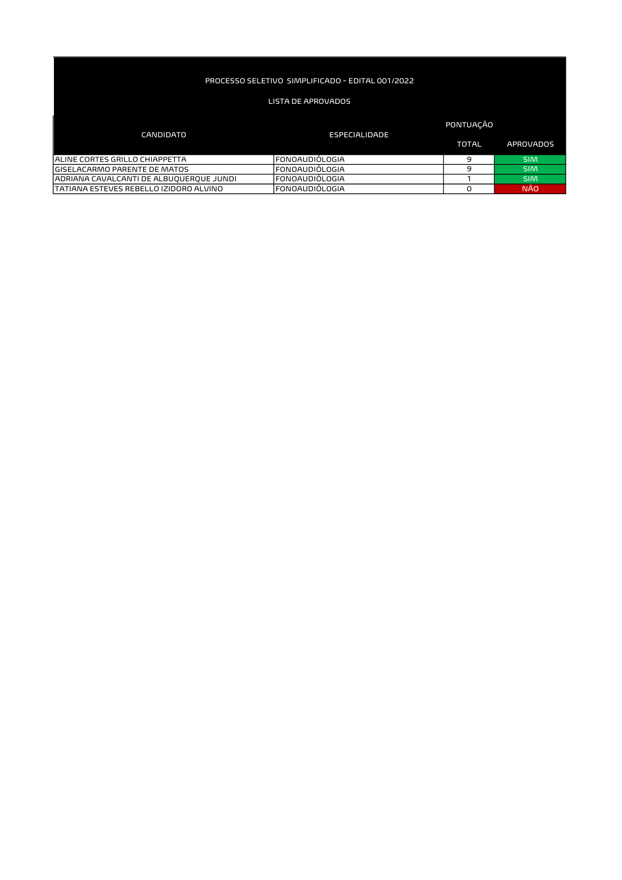PROCESSO SELETIVO SIMPLIFICADO - EDITAL 001/2022

LISTA DE APROVADOS

| CANDIDATO | ESPECIALIDADE | PONTUAÇÃO | |
|---|---|---|---|
| | | TOTAL | APROVADOS |
| ALINE CORTES GRILLO CHIAPPETTA | FONOAUDIÓLOGIA | 9 | SIM |
| GISELACARMO PARENTE DE MATOS | FONOAUDIÓLOGIA | 9 | SIM |
| ADRIANA CAVALCANTI DE ALBUQUERQUE JUNDI | FONOAUDIÓLOGIA | 1 | SIM |
| TATIANA ESTEVES REBELLO IZIDORO ALVINO | FONOAUDIÓLOGIA | 0 | NÃO |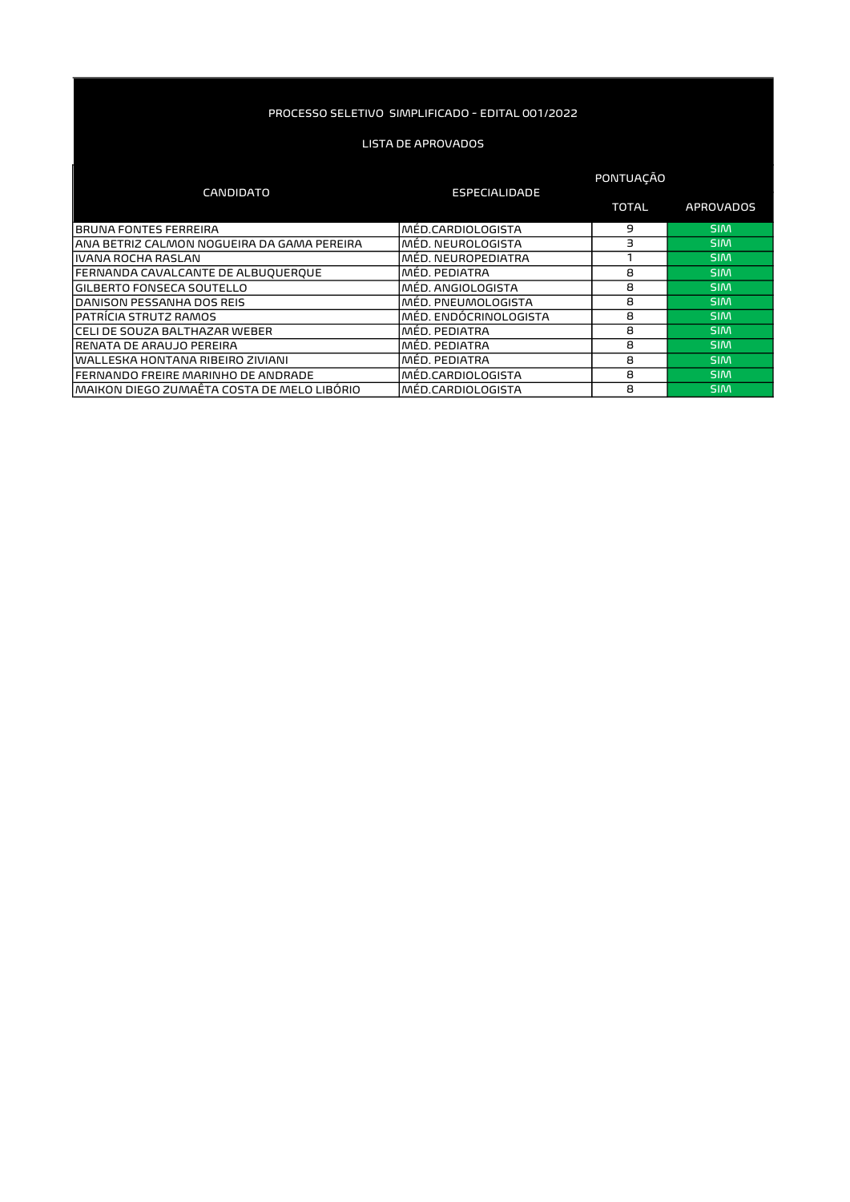PROCESSO SELETIVO SIMPLIFICADO - EDITAL 001/2022

LISTA DE APROVADOS

| CANDIDATO | ESPECIALIDADE | PONTUAÇÃO | |
|---|---|---|---|
| | | TOTAL | APROVADOS |
| BRUNA FONTES FERREIRA | MÉD.CARDIOLOGISTA | 9 | SIM |
| ANA BETRIZ CALMON NOGUEIRA DA GAMA PEREIRA | MÉD. NEUROLOGISTA | 3 | SIM |
| IVANA ROCHA RASLAN | MÉD. NEUROPEDIATRA | 1 | SIM |
| FERNANDA CAVALCANTE DE ALBUQUERQUE | MÉD. PEDIATRA | 8 | SIM |
| GILBERTO FONSECA SOUTELLO | MÉD. ANGIOLOGISTA | 8 | SIM |
| DANISON PESSANHA DOS REIS | MÉD. PNEUMOLOGISTA | 8 | SIM |
| PATRÍCIA STRUTZ RAMOS | MÉD. ENDÓCRINOLOGISTA | 8 | SIM |
| CELI DE SOUZA BALTHAZAR WEBER | MÉD. PEDIATRA | 8 | SIM |
| RENATA DE ARAUJO PEREIRA | MÉD. PEDIATRA | 8 | SIM |
| WALLESKA HONTANA RIBEIRO ZIVIANI | MÉD. PEDIATRA | 8 | SIM |
| FERNANDO FREIRE MARINHO DE ANDRADE | MÉD.CARDIOLOGISTA | 8 | SIM |
| MAIKON DIEGO ZUMAÊTA COSTA DE MELO LIBÓRIO | MÉD.CARDIOLOGISTA | 8 | SIM |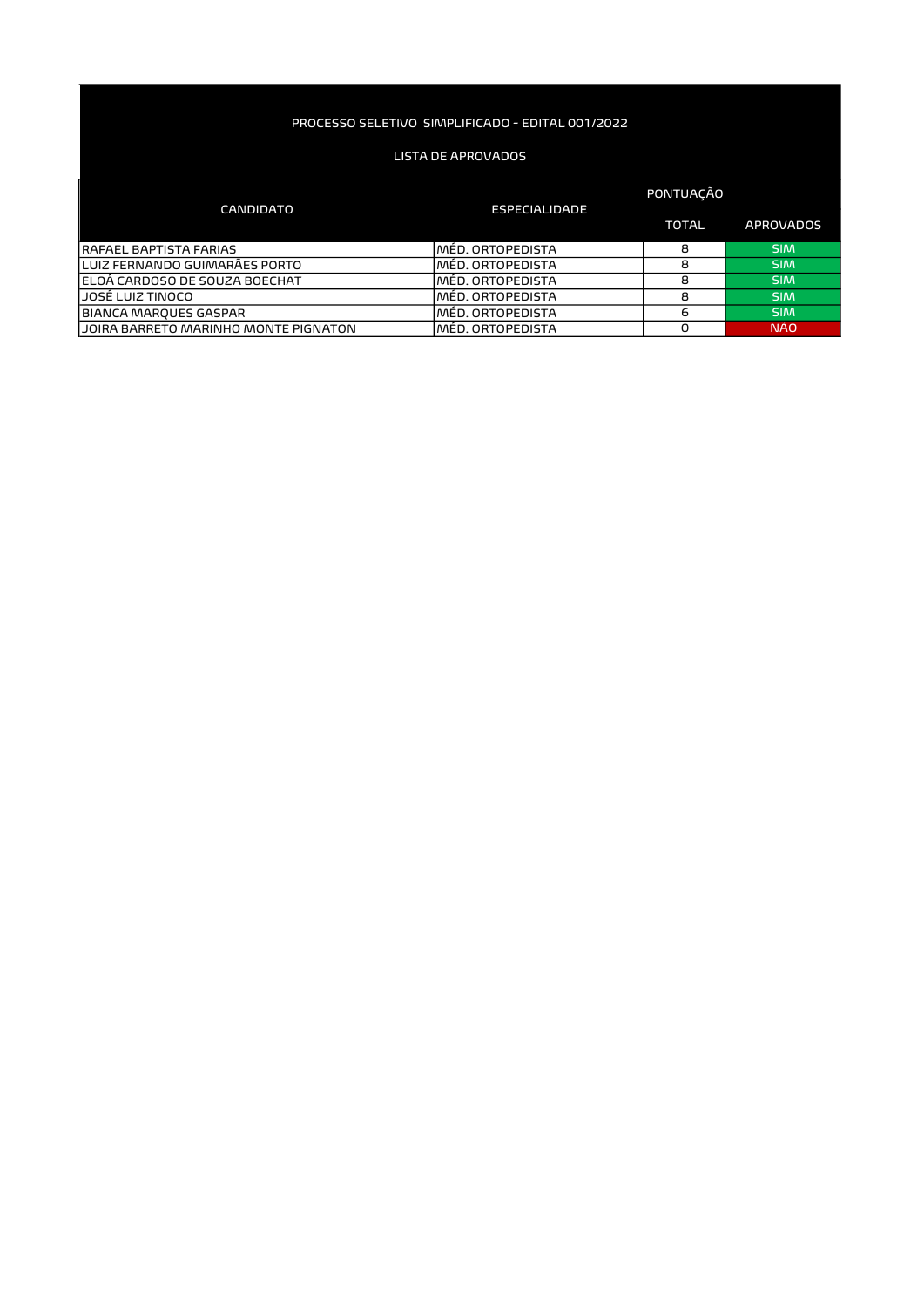PROCESSO SELETIVO SIMPLIFICADO - EDITAL 001/2022

LISTA DE APROVADOS

| CANDIDATO | ESPECIALIDADE | PONTUAÇÃO | |
|---|---|---|---|
| | | TOTAL | APROVADOS |
| RAFAEL BAPTISTA FARIAS | MÉD. ORTOPEDISTA | 8 | SIM |
| LUIZ FERNANDO GUIMARÃES PORTO | MÉD. ORTOPEDISTA | 8 | SIM |
| ELOÁ CARDOSO DE SOUZA BOECHAT | MÉD. ORTOPEDISTA | 8 | SIM |
| JOSÉ LUIZ TINOCO | MÉD. ORTOPEDISTA | 8 | SIM |
| BIANCA MARQUES GASPAR | MÉD. ORTOPEDISTA | 6 | SIM |
| JOIRA BARRETO MARINHO MONTE PIGNATON | MÉD. ORTOPEDISTA | 0 | NÃO |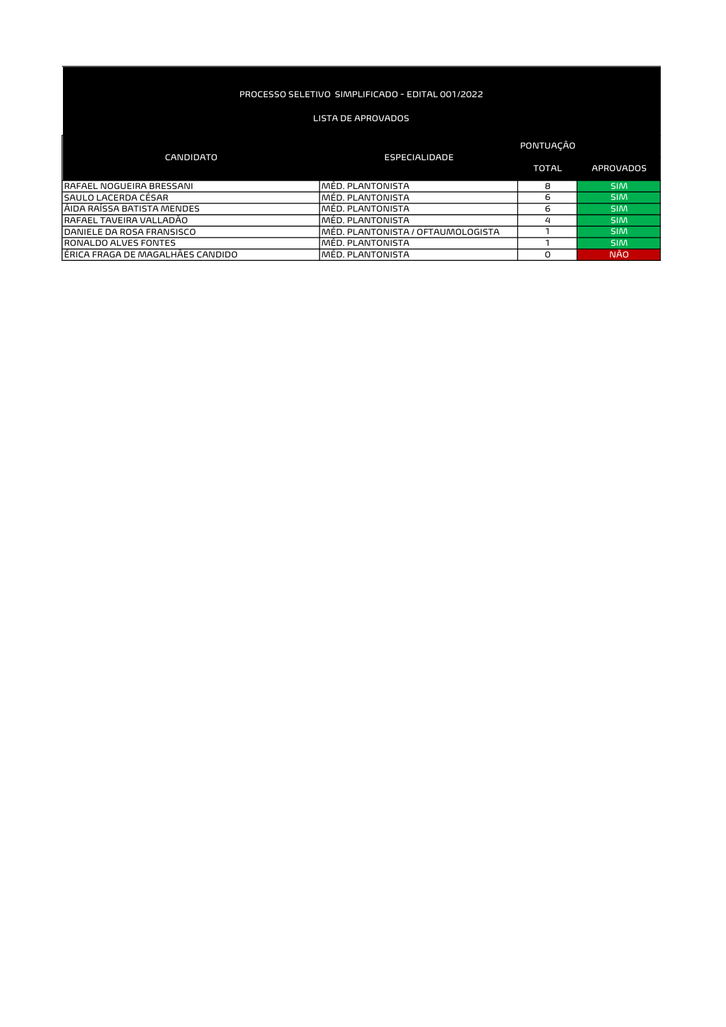PROCESSO SELETIVO SIMPLIFICADO - EDITAL 001/2022

LISTA DE APROVADOS

| CANDIDATO | ESPECIALIDADE | PONTUAÇÃO | |
|---|---|---|---|
| | | TOTAL | APROVADOS |
| RAFAEL NOGUEIRA BRESSANI | MÉD. PLANTONISTA | 8 | SIM |
| SAULO LACERDA CÉSAR | MÉD. PLANTONISTA | 6 | SIM |
| ÁIDA RAÍSSA BATISTA MENDES | MÉD. PLANTONISTA | 6 | SIM |
| RAFAEL TAVEIRA VALLADÃO | MÉD. PLANTONISTA | 4 | SIM |
| DANIELE DA ROSA FRANSISCO | MÉD. PLANTONISTA / OFTAUMOLOGISTA | 1 | SIM |
| RONALDO ALVES FONTES | MÉD. PLANTONISTA | 1 | SIM |
| ÉRICA FRAGA DE MAGALHÃES CANDIDO | MÉD. PLANTONISTA | 0 | NÃO |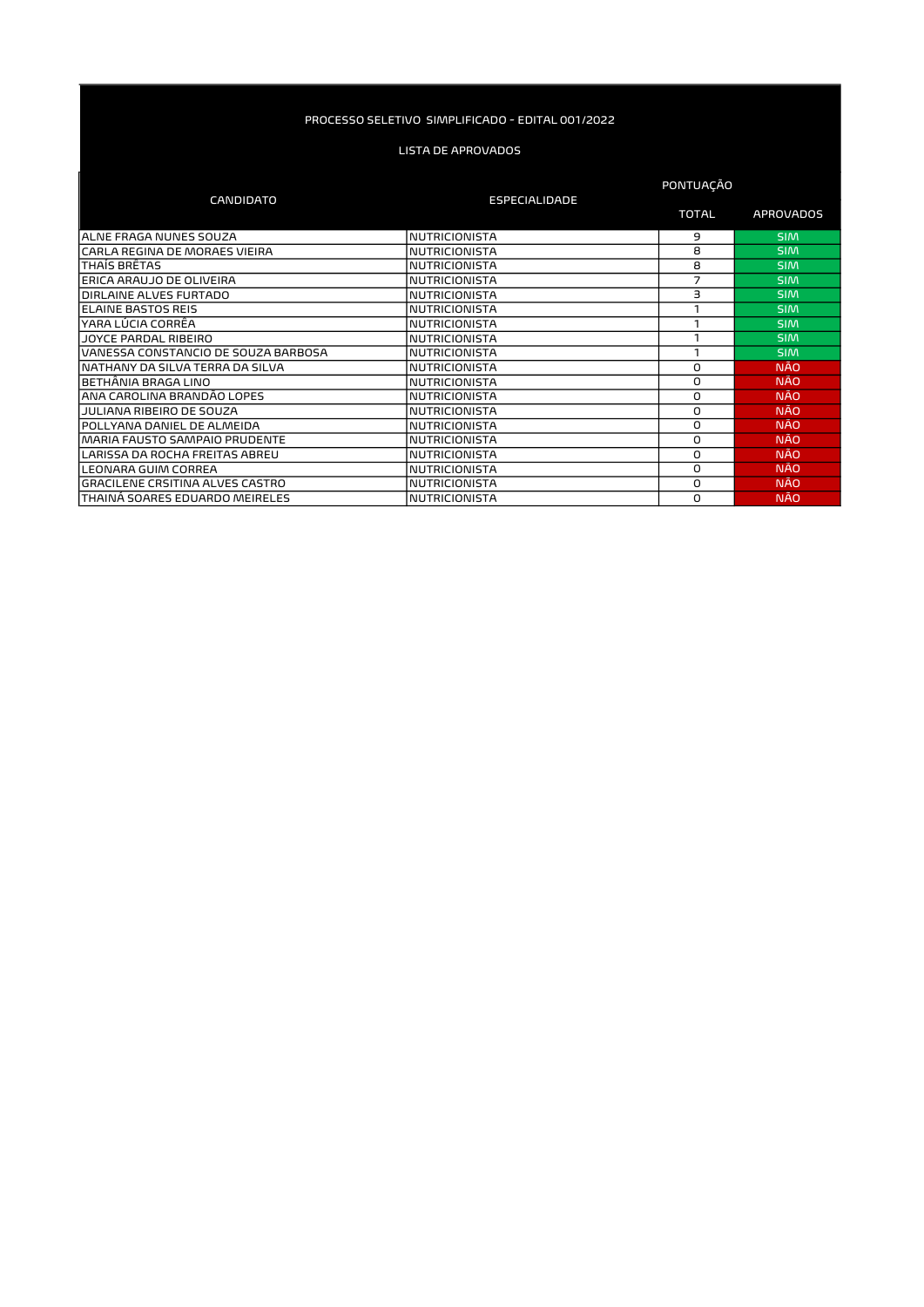PROCESSO SELETIVO SIMPLIFICADO - EDITAL 001/2022

LISTA DE APROVADOS

| CANDIDATO | ESPECIALIDADE | PONTUAÇÃO | |
|---|---|---|---|
| | | TOTAL | APROVADOS |
| ALNE FRAGA NUNES SOUZA | NUTRICIONISTA | 9 | SIM |
| CARLA REGINA DE MORAES VIEIRA | NUTRICIONISTA | 8 | SIM |
| THAÍS BRÊTAS | NUTRICIONISTA | 8 | SIM |
| ERICA ARAUJO DE OLIVEIRA | NUTRICIONISTA | 7 | SIM |
| DIRLAINE ALVES FURTADO | NUTRICIONISTA | 3 | SIM |
| ELAINE BASTOS REIS | NUTRICIONISTA | 1 | SIM |
| YARA LÚCIA CORRÊA | NUTRICIONISTA | 1 | SIM |
| JOYCE PARDAL RIBEIRO | NUTRICIONISTA | 1 | SIM |
| VANESSA CONSTANCIO DE SOUZA BARBOSA | NUTRICIONISTA | 1 | SIM |
| NATHANY DA SILVA TERRA DA SILVA | NUTRICIONISTA | 0 | NÃO |
| BETHÂNIA BRAGA LINO | NUTRICIONISTA | 0 | NÃO |
| ANA CAROLINA BRANDÃO LOPES | NUTRICIONISTA | 0 | NÃO |
| JULIANA RIBEIRO DE SOUZA | NUTRICIONISTA | 0 | NÃO |
| POLLYANA DANIEL DE ALMEIDA | NUTRICIONISTA | 0 | NÃO |
| MARIA FAUSTO SAMPAIO PRUDENTE | NUTRICIONISTA | 0 | NÃO |
| LARISSA DA ROCHA FREITAS ABREU | NUTRICIONISTA | 0 | NÃO |
| LEONARA GUIM CORREA | NUTRICIONISTA | 0 | NÃO |
| GRACILENE CRSITINA ALVES CASTRO | NUTRICIONISTA | 0 | NÃO |
| THAINÁ SOARES EDUARDO MEIRELES | NUTRICIONISTA | 0 | NÃO |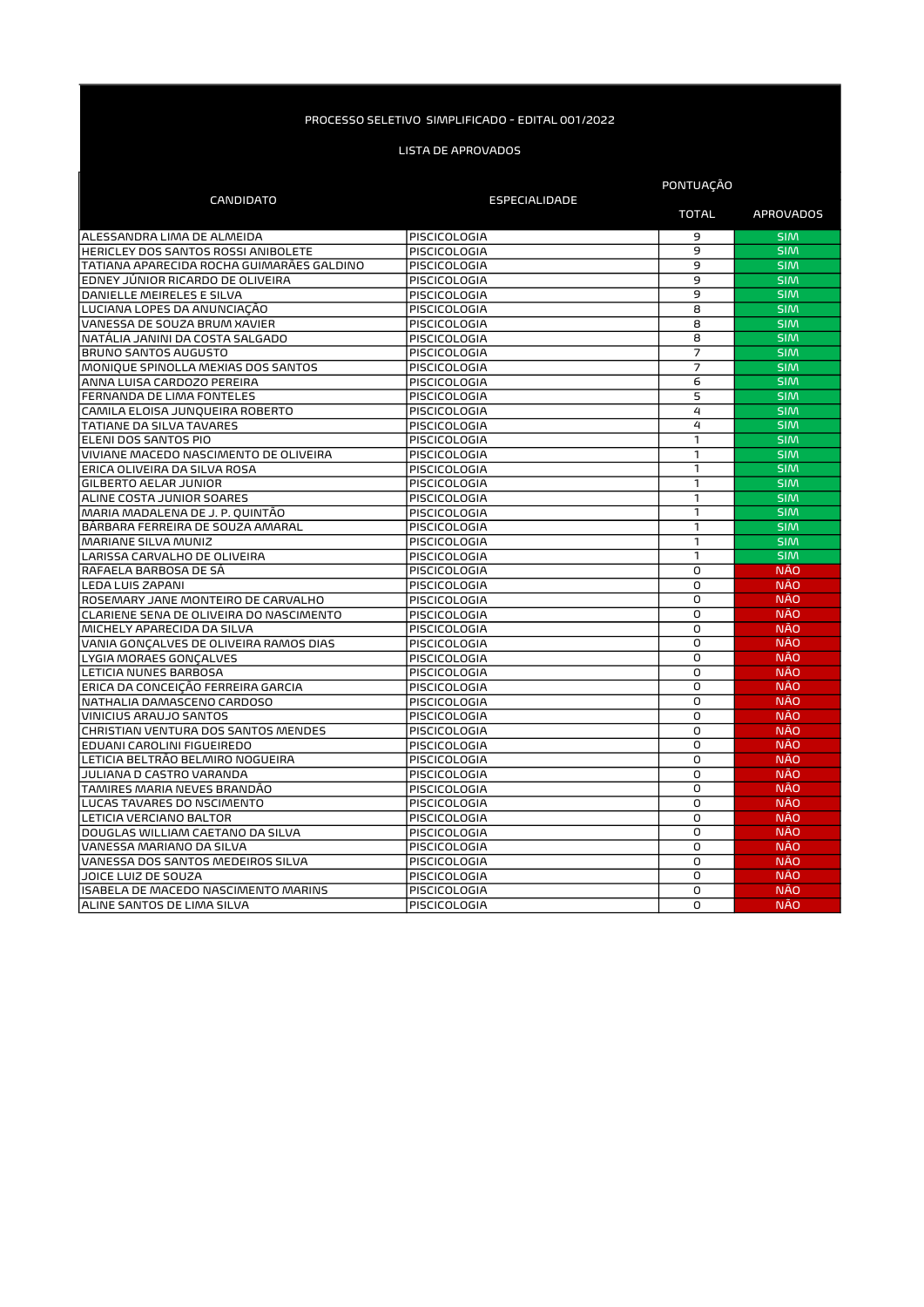PROCESSO SELETIVO SIMPLIFICADO - EDITAL 001/2022

LISTA DE APROVADOS

| CANDIDATO | ESPECIALIDADE | PONTUAÇÃO | |
|---|---|---|---|
| | | TOTAL | APROVADOS |
| ALESSANDRA LIMA DE ALMEIDA | PISCICOLOGIA | 9 | SIM |
| HERICLEY DOS SANTOS ROSSI ANIBOLETE | PISCICOLOGIA | 9 | SIM |
| TATIANA APARECIDA ROCHA GUIMARÃES GALDINO | PISCICOLOGIA | 9 | SIM |
| EDNEY JÚNIOR RICARDO DE OLIVEIRA | PISCICOLOGIA | 9 | SIM |
| DANIELLE MEIRELES E SILVA | PISCICOLOGIA | 9 | SIM |
| LUCIANA LOPES DA ANUNCIAÇÃO | PISCICOLOGIA | 8 | SIM |
| VANESSA DE SOUZA BRUM XAVIER | PISCICOLOGIA | 8 | SIM |
| NATÁLIA JANINI DA COSTA SALGADO | PISCICOLOGIA | 8 | SIM |
| BRUNO SANTOS AUGUSTO | PISCICOLOGIA | 7 | SIM |
| MONIQUE SPINOLLA MEXIAS DOS SANTOS | PISCICOLOGIA | 7 | SIM |
| ANNA LUISA CARDOZO PEREIRA | PISCICOLOGIA | 6 | SIM |
| FERNANDA DE LIMA FONTELES | PISCICOLOGIA | 5 | SIM |
| CAMILA ELOISA JUNQUEIRA ROBERTO | PISCICOLOGIA | 4 | SIM |
| TATIANE DA SILVA TAVARES | PISCICOLOGIA | 4 | SIM |
| ELENI DOS SANTOS PIO | PISCICOLOGIA | 1 | SIM |
| VIVIANE MACEDO NASCIMENTO DE OLIVEIRA | PISCICOLOGIA | 1 | SIM |
| ERICA OLIVEIRA DA SILVA ROSA | PISCICOLOGIA | 1 | SIM |
| GILBERTO AELAR JUNIOR | PISCICOLOGIA | 1 | SIM |
| ALINE COSTA JUNIOR SOARES | PISCICOLOGIA | 1 | SIM |
| MARIA MADALENA DE J. P. QUINTÃO | PISCICOLOGIA | 1 | SIM |
| BÁRBARA FERREIRA DE SOUZA AMARAL | PISCICOLOGIA | 1 | SIM |
| MARIANE SILVA MUNIZ | PISCICOLOGIA | 1 | SIM |
| LARISSA CARVALHO DE OLIVEIRA | PISCICOLOGIA | 1 | SIM |
| RAFAELA BARBOSA DE SÁ | PISCICOLOGIA | 0 | NÃO |
| LEDA LUIS ZAPANI | PISCICOLOGIA | 0 | NÃO |
| ROSEMARY JANE MONTEIRO DE CARVALHO | PISCICOLOGIA | 0 | NÃO |
| CLARIENE SENA DE OLIVEIRA DO NASCIMENTO | PISCICOLOGIA | 0 | NÃO |
| MICHELY APARECIDA DA SILVA | PISCICOLOGIA | 0 | NÃO |
| VANIA GONÇALVES DE OLIVEIRA RAMOS DIAS | PISCICOLOGIA | 0 | NÃO |
| LYGIA MORAES GONÇALVES | PISCICOLOGIA | 0 | NÃO |
| LETICIA NUNES BARBOSA | PISCICOLOGIA | 0 | NÃO |
| ERICA DA CONCEIÇÃO FERREIRA GARCIA | PISCICOLOGIA | 0 | NÃO |
| NATHALIA DAMASCENO CARDOSO | PISCICOLOGIA | 0 | NÃO |
| VINICIUS ARAUJO SANTOS | PISCICOLOGIA | 0 | NÃO |
| CHRISTIAN VENTURA DOS SANTOS MENDES | PISCICOLOGIA | 0 | NÃO |
| EDUANI CAROLINI FIGUEIREDO | PISCICOLOGIA | 0 | NÃO |
| LETICIA BELTRÃO BELMIRO NOGUEIRA | PISCICOLOGIA | 0 | NÃO |
| JULIANA D CASTRO VARANDA | PISCICOLOGIA | 0 | NÃO |
| TAMIRES MARIA NEVES BRANDÃO | PISCICOLOGIA | 0 | NÃO |
| LUCAS TAVARES DO NSCIMENTO | PISCICOLOGIA | 0 | NÃO |
| LETICIA VERCIANO BALTOR | PISCICOLOGIA | 0 | NÃO |
| DOUGLAS WILLIAM CAETANO DA SILVA | PISCICOLOGIA | 0 | NÃO |
| VANESSA MARIANO DA SILVA | PISCICOLOGIA | 0 | NÃO |
| VANESSA DOS SANTOS MEDEIROS SILVA | PISCICOLOGIA | 0 | NÃO |
| JOICE LUIZ DE SOUZA | PISCICOLOGIA | 0 | NÃO |
| ISABELA DE MACEDO NASCIMENTO MARINS | PISCICOLOGIA | 0 | NÃO |
| ALINE SANTOS DE LIMA SILVA | PISCICOLOGIA | 0 | NÃO |